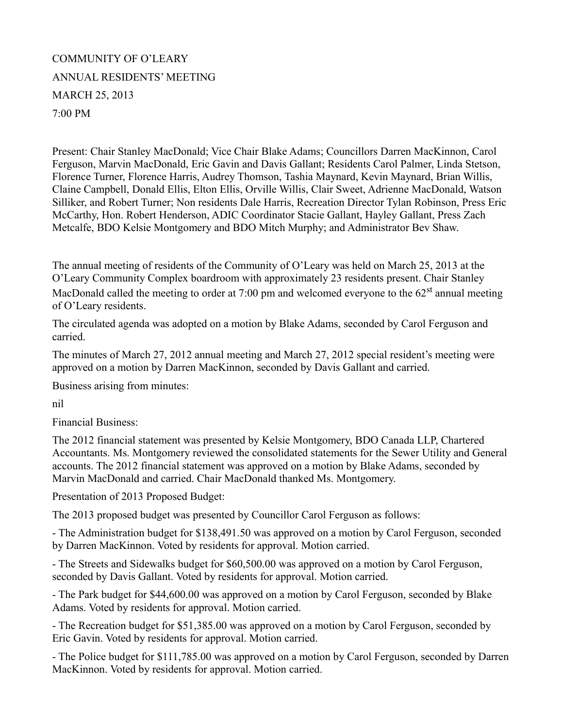COMMUNITY OF O'LEARY

ANNUAL RESIDENTS' MEETING

MARCH 25, 2013

7:00 PM

Present: Chair Stanley MacDonald; Vice Chair Blake Adams; Councillors Darren MacKinnon, Carol Ferguson, Marvin MacDonald, Eric Gavin and Davis Gallant; Residents Carol Palmer, Linda Stetson, Florence Turner, Florence Harris, Audrey Thomson, Tashia Maynard, Kevin Maynard, Brian Willis, Claine Campbell, Donald Ellis, Elton Ellis, Orville Willis, Clair Sweet, Adrienne MacDonald, Watson Silliker, and Robert Turner; Non residents Dale Harris, Recreation Director Tylan Robinson, Press Eric McCarthy, Hon. Robert Henderson, ADIC Coordinator Stacie Gallant, Hayley Gallant, Press Zach Metcalfe, BDO Kelsie Montgomery and BDO Mitch Murphy; and Administrator Bev Shaw.

The annual meeting of residents of the Community of O'Leary was held on March 25, 2013 at the O'Leary Community Complex boardroom with approximately 23 residents present. Chair Stanley MacDonald called the meeting to order at 7:00 pm and welcomed everyone to the 62nd annual meeting of O'Leary residents.

The circulated agenda was adopted on a motion by Blake Adams, seconded by Carol Ferguson and carried.

The minutes of March 27, 2012 annual meeting and March 27, 2012 special resident's meeting were approved on a motion by Darren MacKinnon, seconded by Davis Gallant and carried.

Business arising from minutes:

nil

Financial Business:

The 2012 financial statement was presented by Kelsie Montgomery, BDO Canada LLP, Chartered Accountants. Ms. Montgomery reviewed the consolidated statements for the Sewer Utility and General accounts. The 2012 financial statement was approved on a motion by Blake Adams, seconded by Marvin MacDonald and carried. Chair MacDonald thanked Ms. Montgomery.

Presentation of 2013 Proposed Budget:

The 2013 proposed budget was presented by Councillor Carol Ferguson as follows:

- The Administration budget for $138,491.50 was approved on a motion by Carol Ferguson, seconded by Darren MacKinnon. Voted by residents for approval. Motion carried.

- The Streets and Sidewalks budget for $60,500.00 was approved on a motion by Carol Ferguson, seconded by Davis Gallant. Voted by residents for approval. Motion carried.

- The Park budget for $44,600.00 was approved on a motion by Carol Ferguson, seconded by Blake Adams. Voted by residents for approval. Motion carried.

- The Recreation budget for $51,385.00 was approved on a motion by Carol Ferguson, seconded by Eric Gavin. Voted by residents for approval. Motion carried.

- The Police budget for $111,785.00 was approved on a motion by Carol Ferguson, seconded by Darren MacKinnon. Voted by residents for approval. Motion carried.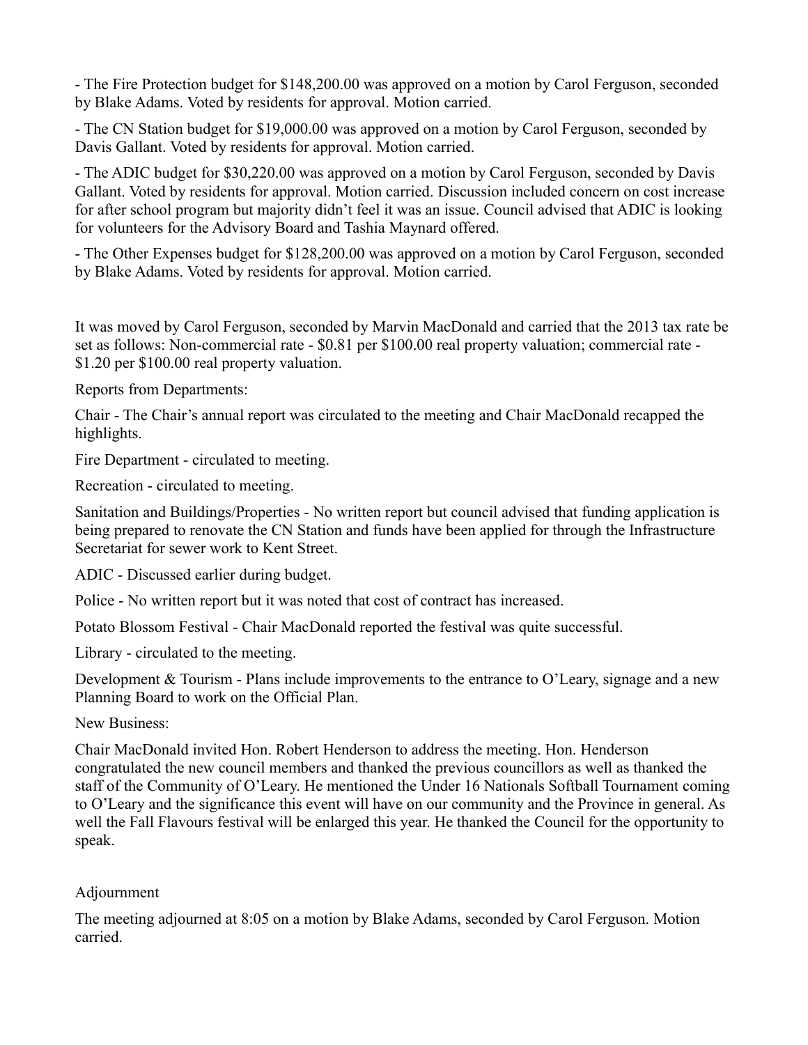- The Fire Protection budget for $148,200.00 was approved on a motion by Carol Ferguson, seconded by Blake Adams. Voted by residents for approval. Motion carried.

- The CN Station budget for $19,000.00 was approved on a motion by Carol Ferguson, seconded by Davis Gallant. Voted by residents for approval. Motion carried.

- The ADIC budget for $30,220.00 was approved on a motion by Carol Ferguson, seconded by Davis Gallant. Voted by residents for approval. Motion carried. Discussion included concern on cost increase for after school program but majority didn't feel it was an issue. Council advised that ADIC is looking for volunteers for the Advisory Board and Tashia Maynard offered.

- The Other Expenses budget for $128,200.00 was approved on a motion by Carol Ferguson, seconded by Blake Adams. Voted by residents for approval. Motion carried.

It was moved by Carol Ferguson, seconded by Marvin MacDonald and carried that the 2013 tax rate be set as follows: Non-commercial rate - $0.81 per $100.00 real property valuation; commercial rate - $1.20 per $100.00 real property valuation.

Reports from Departments:

Chair - The Chair's annual report was circulated to the meeting and Chair MacDonald recapped the highlights.

Fire Department - circulated to meeting.

Recreation - circulated to meeting.

Sanitation and Buildings/Properties - No written report but council advised that funding application is being prepared to renovate the CN Station and funds have been applied for through the Infrastructure Secretariat for sewer work to Kent Street.

ADIC - Discussed earlier during budget.

Police - No written report but it was noted that cost of contract has increased.

Potato Blossom Festival - Chair MacDonald reported the festival was quite successful.

Library - circulated to the meeting.

Development & Tourism - Plans include improvements to the entrance to O'Leary, signage and a new Planning Board to work on the Official Plan.

New Business:

Chair MacDonald invited Hon. Robert Henderson to address the meeting. Hon. Henderson congratulated the new council members and thanked the previous councillors as well as thanked the staff of the Community of O'Leary. He mentioned the Under 16 Nationals Softball Tournament coming to O'Leary and the significance this event will have on our community and the Province in general. As well the Fall Flavours festival will be enlarged this year. He thanked the Council for the opportunity to speak.

Adjournment

The meeting adjourned at 8:05 on a motion by Blake Adams, seconded by Carol Ferguson. Motion carried.